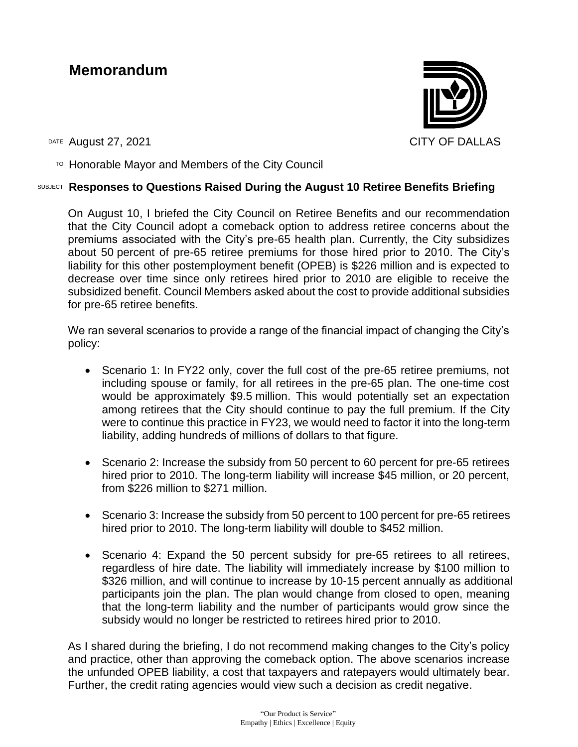# Memorandum

CITY OF DALLAS

DATE August 27, 2021

TO Honorable Mayor and Members of the City Council

SUBJECT **Responses to Questions Raised During the August 10 Retiree Benefits Briefing**

On August 10, I briefed the City Council on Retiree Benefits and our recommendation that the City Council adopt a comeback option to address retiree concerns about the premiums associated with the City's pre-65 health plan. Currently, the City subsidizes about 50 percent of pre-65 retiree premiums for those hired prior to 2010. The City's liability for this other postemployment benefit (OPEB) is $226 million and is expected to decrease over time since only retirees hired prior to 2010 are eligible to receive the subsidized benefit. Council Members asked about the cost to provide additional subsidies for pre-65 retiree benefits.

We ran several scenarios to provide a range of the financial impact of changing the City's policy:

- Scenario 1: In FY22 only, cover the full cost of the pre-65 retiree premiums, not including spouse or family, for all retirees in the pre-65 plan. The one-time cost would be approximately $9.5 million. This would potentially set an expectation among retirees that the City should continue to pay the full premium. If the City were to continue this practice in FY23, we would need to factor it into the long-term liability, adding hundreds of millions of dollars to that figure.
- Scenario 2: Increase the subsidy from 50 percent to 60 percent for pre-65 retirees hired prior to 2010. The long-term liability will increase $45 million, or 20 percent, from $226 million to $271 million.
- Scenario 3: Increase the subsidy from 50 percent to 100 percent for pre-65 retirees hired prior to 2010. The long-term liability will double to $452 million.
- Scenario 4: Expand the 50 percent subsidy for pre-65 retirees to all retirees, regardless of hire date. The liability will immediately increase by $100 million to $326 million, and will continue to increase by 10-15 percent annually as additional participants join the plan. The plan would change from closed to open, meaning that the long-term liability and the number of participants would grow since the subsidy would no longer be restricted to retirees hired prior to 2010.

As I shared during the briefing, I do not recommend making changes to the City's policy and practice, other than approving the comeback option. The above scenarios increase the unfunded OPEB liability, a cost that taxpayers and ratepayers would ultimately bear. Further, the credit rating agencies would view such a decision as credit negative.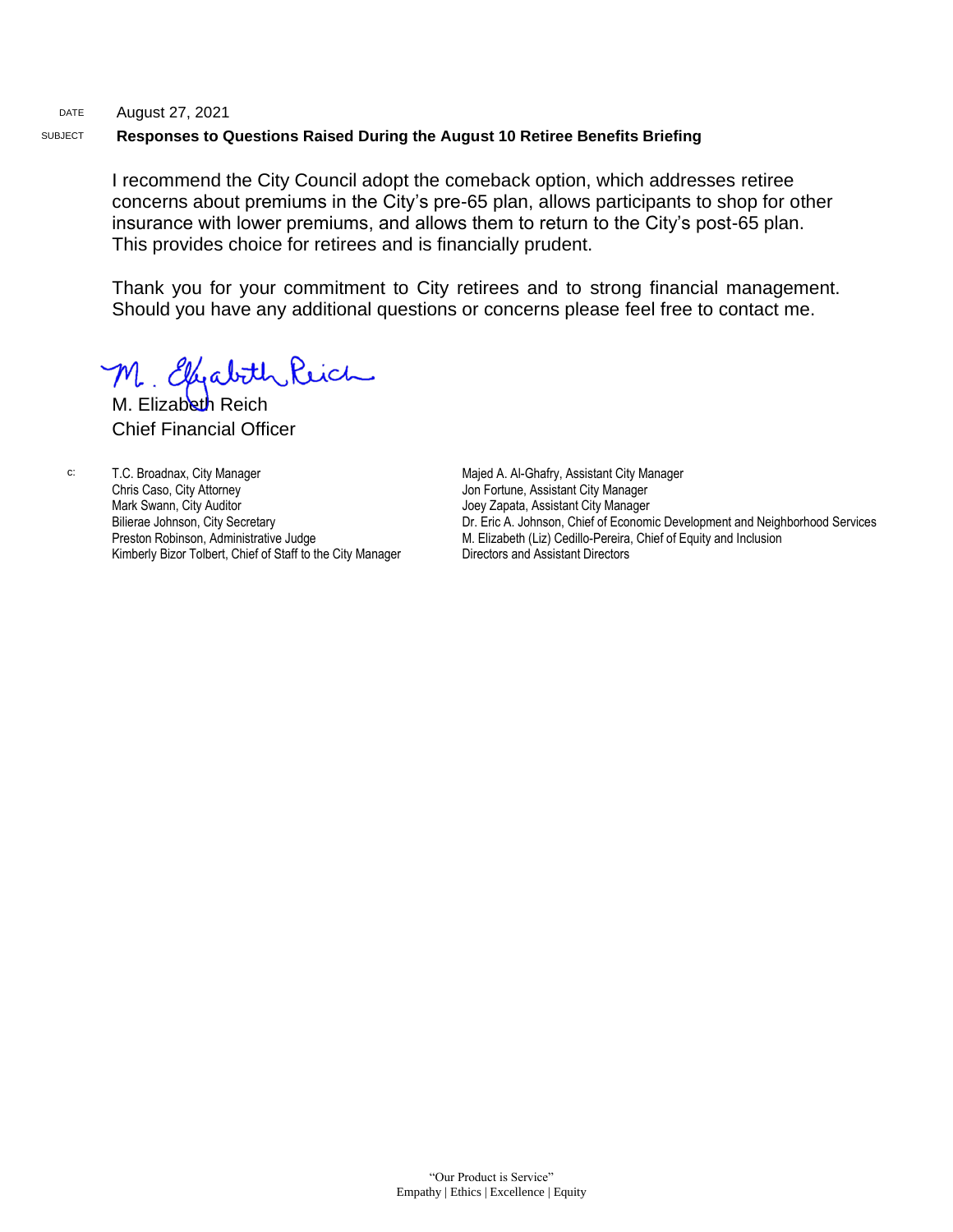DATE August 27, 2021

SUBJECT **Responses to Questions Raised During the August 10 Retiree Benefits Briefing**

I recommend the City Council adopt the comeback option, which addresses retiree concerns about premiums in the City's pre-65 plan, allows participants to shop for other insurance with lower premiums, and allows them to return to the City's post-65 plan. This provides choice for retirees and is financially prudent.

Thank you for your commitment to City retirees and to strong financial management. Should you have any additional questions or concerns please feel free to contact me.

M. Elizabeth Reich
Chief Financial Officer

c:

T.C. Broadnax, City Manager
Chris Caso, City Attorney
Mark Swann, City Auditor
Bilierae Johnson, City Secretary
Preston Robinson, Administrative Judge
Kimberly Bizor Tolbert, Chief of Staff to the City Manager
Majed A. Al-Ghafry, Assistant City Manager
Jon Fortune, Assistant City Manager
Joey Zapata, Assistant City Manager
Dr. Eric A. Johnson, Chief of Economic Development and Neighborhood Services
M. Elizabeth (Liz) Cedillo-Pereira, Chief of Equity and Inclusion
Directors and Assistant Directors

"Our Product is Service"
Empathy | Ethics | Excellence | Equity